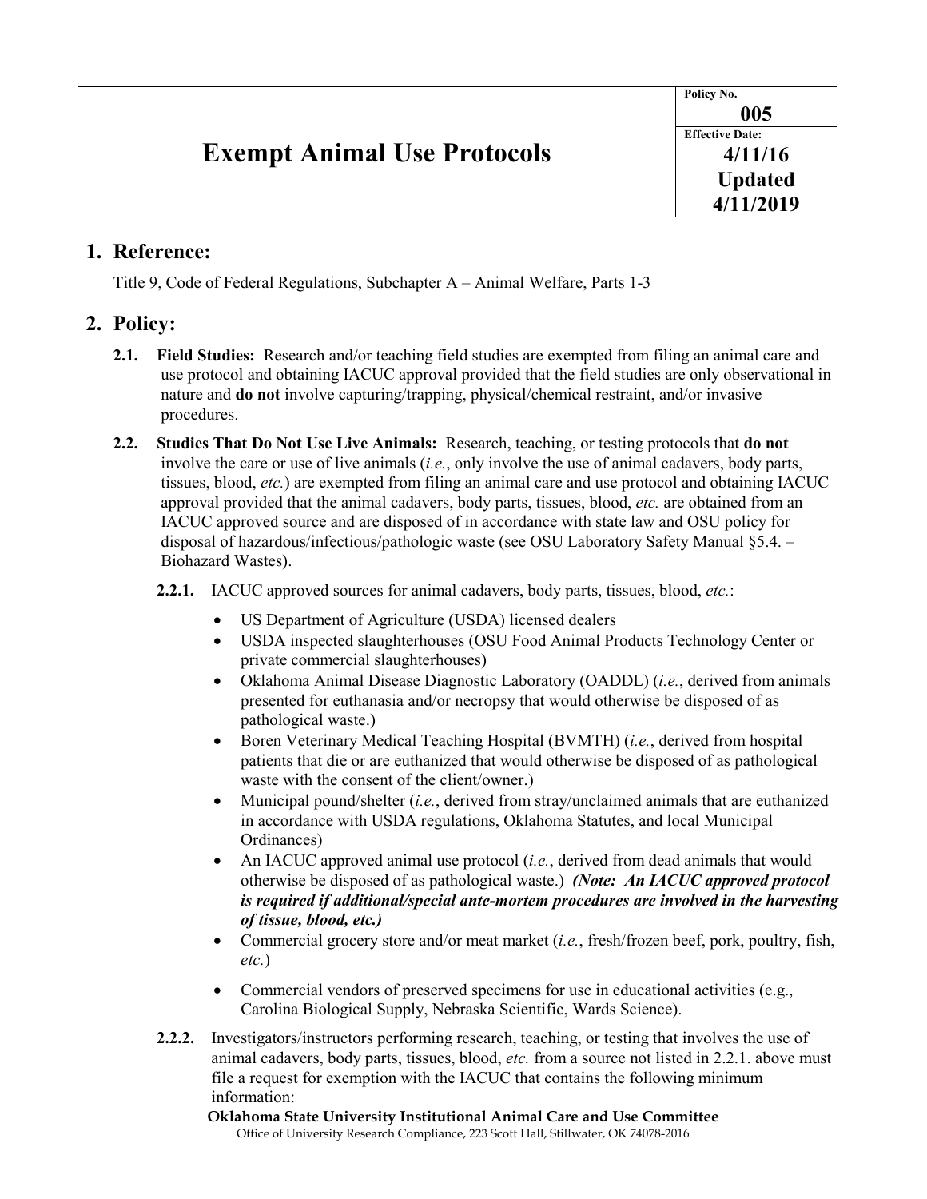| # Exempt Animal Use Protocols | **Policy No.** **005** |
| --- | --- |
| | **Effective Date:** **4/11/16** **Updated** **4/11/2019** |

## 1. Reference:

Title 9, Code of Federal Regulations, Subchapter A – Animal Welfare, Parts 1-3

## 2. Policy:

**2.1. Field Studies:** Research and/or teaching field studies are exempted from filing an animal care and use protocol and obtaining IACUC approval provided that the field studies are only observational in nature and **do not** involve capturing/trapping, physical/chemical restraint, and/or invasive procedures.

**2.2. Studies That Do Not Use Live Animals:** Research, teaching, or testing protocols that **do not** involve the care or use of live animals (*i.e.*, only involve the use of animal cadavers, body parts, tissues, blood, *etc.*) are exempted from filing an animal care and use protocol and obtaining IACUC approval provided that the animal cadavers, body parts, tissues, blood, *etc.* are obtained from an IACUC approved source and are disposed of in accordance with state law and OSU policy for disposal of hazardous/infectious/pathologic waste (see OSU Laboratory Safety Manual §5.4. – Biohazard Wastes).

**2.2.1.** IACUC approved sources for animal cadavers, body parts, tissues, blood, *etc.*:

- US Department of Agriculture (USDA) licensed dealers
- USDA inspected slaughterhouses (OSU Food Animal Products Technology Center or private commercial slaughterhouses)
- Oklahoma Animal Disease Diagnostic Laboratory (OADDL) (*i.e.*, derived from animals presented for euthanasia and/or necropsy that would otherwise be disposed of as pathological waste.)
- Boren Veterinary Medical Teaching Hospital (BVMTH) (*i.e.*, derived from hospital patients that die or are euthanized that would otherwise be disposed of as pathological waste with the consent of the client/owner.)
- Municipal pound/shelter (*i.e.*, derived from stray/unclaimed animals that are euthanized in accordance with USDA regulations, Oklahoma Statutes, and local Municipal Ordinances)
- An IACUC approved animal use protocol (*i.e.*, derived from dead animals that would otherwise be disposed of as pathological waste.) ***(Note: An IACUC approved protocol is required if additional/special ante-mortem procedures are involved in the harvesting of tissue, blood, etc.)***
- Commercial grocery store and/or meat market (*i.e.*, fresh/frozen beef, pork, poultry, fish, *etc.*)
- Commercial vendors of preserved specimens for use in educational activities (e.g., Carolina Biological Supply, Nebraska Scientific, Wards Science).

**2.2.2.** Investigators/instructors performing research, teaching, or testing that involves the use of animal cadavers, body parts, tissues, blood, *etc.* from a source not listed in 2.2.1. above must file a request for exemption with the IACUC that contains the following minimum information: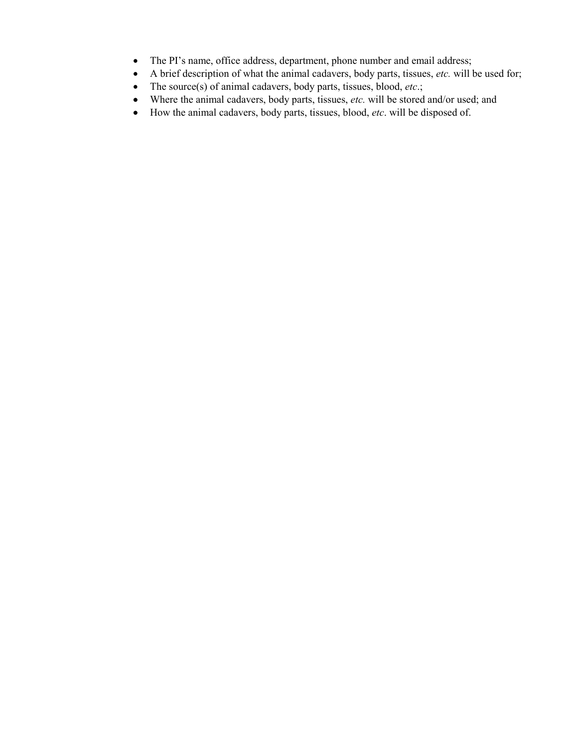- The PI's name, office address, department, phone number and email address;
- A brief description of what the animal cadavers, body parts, tissues, *etc.* will be used for;
- The source(s) of animal cadavers, body parts, tissues, blood, *etc*.;
- Where the animal cadavers, body parts, tissues, *etc.* will be stored and/or used; and
- How the animal cadavers, body parts, tissues, blood, *etc*. will be disposed of.